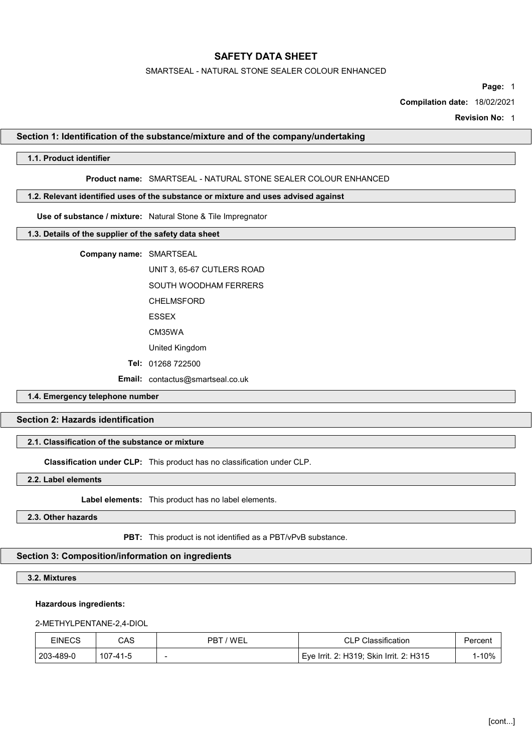# SAFETY DATA SHEET

SMARTSEAL - NATURAL STONE SEALER COLOUR ENHANCED

**Page:** 1

**Compilation date:** 18/02/2021

**Revision No:** 1

## Section 1: Identification of the substance/mixture and of the company/undertaking

### 1.1. Product identifier

**Product name:** SMARTSEAL - NATURAL STONE SEALER COLOUR ENHANCED

### 1.2. Relevant identified uses of the substance or mixture and uses advised against

**Use of substance / mixture:** Natural Stone & Tile Impregnator

### 1.3. Details of the supplier of the safety data sheet

**Company name:** SMARTSEAL

UNIT 3, 65-67 CUTLERS ROAD

SOUTH WOODHAM FERRERS

CHELMSFORD

ESSEX

CM35WA

United Kingdom

**Tel:** 01268 722500

**Email:** contactus@smartseal.co.uk

### 1.4. Emergency telephone number

## Section 2: Hazards identification

### 2.1. Classification of the substance or mixture

**Classification under CLP:** This product has no classification under CLP.

### 2.2. Label elements

**Label elements:** This product has no label elements.

### 2.3. Other hazards

**PBT:** This product is not identified as a PBT/vPvB substance.

## Section 3: Composition/information on ingredients

### 3.2. Mixtures

**Hazardous ingredients:**

2-METHYLPENTANE-2,4-DIOL

| EINECS | CAS | PBT / WEL | CLP Classification | Percent |
|---|---|---|---|---|
| 203-489-0 | 107-41-5 | - | Eye Irrit. 2: H319; Skin Irrit. 2: H315 | 1-10% |

[cont...]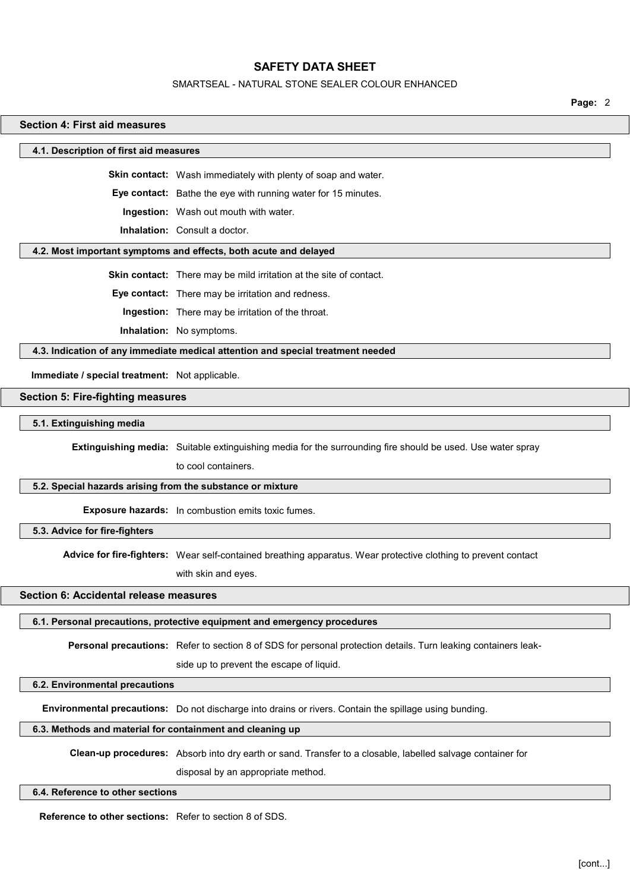## Section 4: First aid measures

### 4.1. Description of first aid measures

**Skin contact:** Wash immediately with plenty of soap and water.

**Eye contact:** Bathe the eye with running water for 15 minutes.

**Ingestion:** Wash out mouth with water.

**Inhalation:** Consult a doctor.

### 4.2. Most important symptoms and effects, both acute and delayed

**Skin contact:** There may be mild irritation at the site of contact.

**Eye contact:** There may be irritation and redness.

**Ingestion:** There may be irritation of the throat.

**Inhalation:** No symptoms.

### 4.3. Indication of any immediate medical attention and special treatment needed

**Immediate / special treatment:** Not applicable.

## Section 5: Fire-fighting measures

### 5.1. Extinguishing media

**Extinguishing media:** Suitable extinguishing media for the surrounding fire should be used. Use water spray to cool containers.

### 5.2. Special hazards arising from the substance or mixture

**Exposure hazards:** In combustion emits toxic fumes.

### 5.3. Advice for fire-fighters

**Advice for fire-fighters:** Wear self-contained breathing apparatus. Wear protective clothing to prevent contact with skin and eyes.

## Section 6: Accidental release measures

### 6.1. Personal precautions, protective equipment and emergency procedures

**Personal precautions:** Refer to section 8 of SDS for personal protection details. Turn leaking containers leak-side up to prevent the escape of liquid.

### 6.2. Environmental precautions

**Environmental precautions:** Do not discharge into drains or rivers. Contain the spillage using bunding.

### 6.3. Methods and material for containment and cleaning up

**Clean-up procedures:** Absorb into dry earth or sand. Transfer to a closable, labelled salvage container for disposal by an appropriate method.

### 6.4. Reference to other sections

**Reference to other sections:** Refer to section 8 of SDS.

[cont...]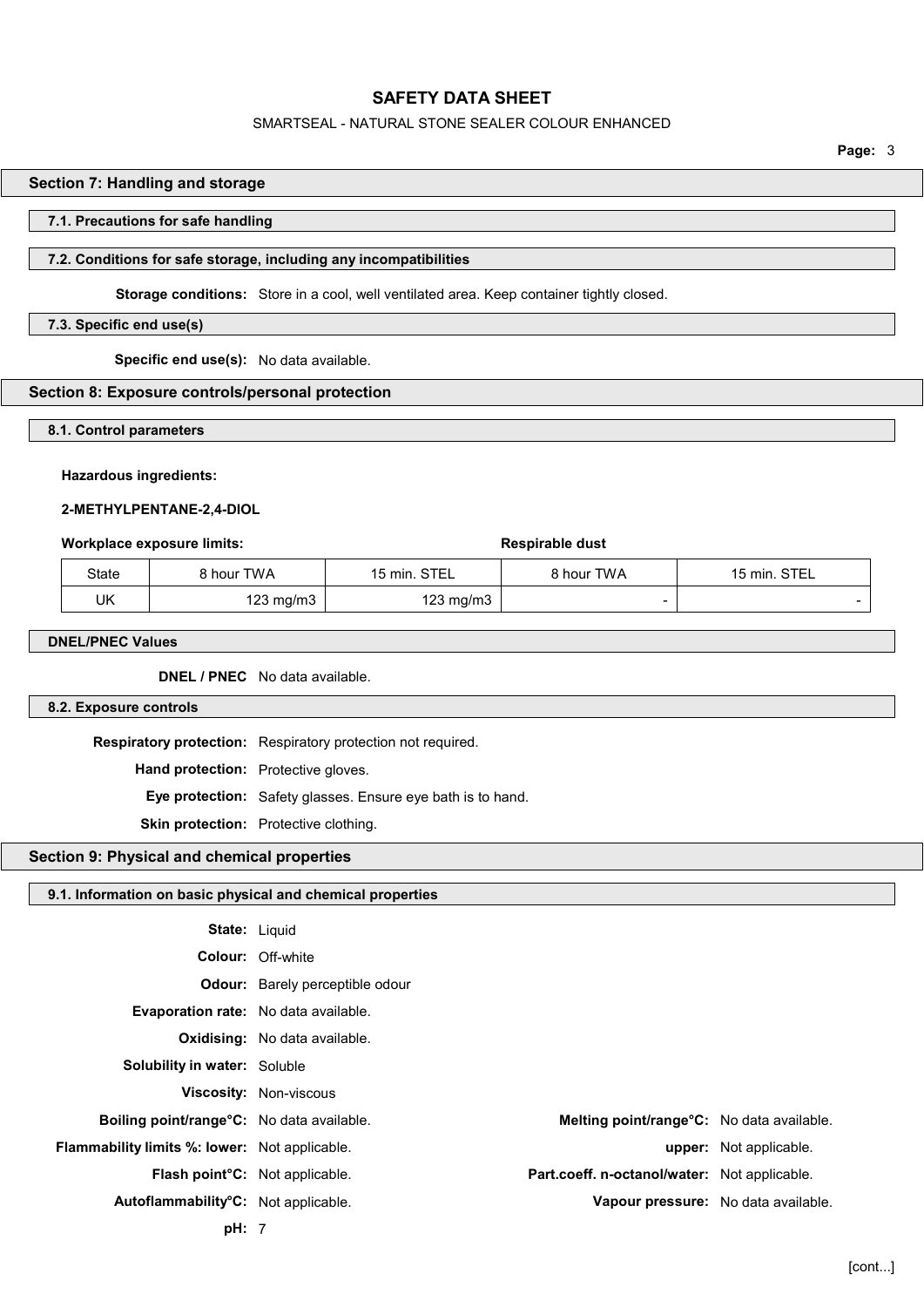## Section 7: Handling and storage

### 7.1. Precautions for safe handling

### 7.2. Conditions for safe storage, including any incompatibilities

**Storage conditions:** Store in a cool, well ventilated area. Keep container tightly closed.

### 7.3. Specific end use(s)

**Specific end use(s):** No data available.

## Section 8: Exposure controls/personal protection

### 8.1. Control parameters

**Hazardous ingredients:**

**2-METHYLPENTANE-2,4-DIOL**

**Workplace exposure limits:**

| State | 8 hour TWA | 15 min. STEL | Respirable dust 8 hour TWA | Respirable dust 15 min. STEL |
|---|---|---|---|---|
| UK | 123 mg/m3 | 123 mg/m3 | - | - |

### DNEL/PNEC Values

**DNEL / PNEC** No data available.

### 8.2. Exposure controls

**Respiratory protection:** Respiratory protection not required.

**Hand protection:** Protective gloves.

**Eye protection:** Safety glasses. Ensure eye bath is to hand.

**Skin protection:** Protective clothing.

## Section 9: Physical and chemical properties

### 9.1. Information on basic physical and chemical properties

**State:** Liquid

**Colour:** Off-white

**Odour:** Barely perceptible odour

**Evaporation rate:** No data available.

**Oxidising:** No data available.

**Solubility in water:** Soluble

**Viscosity:** Non-viscous

**Boiling point/range°C:** No data available.

**Melting point/range°C:** No data available.

**Flammability limits %: lower:** Not applicable.

**upper:** Not applicable.

**Flash point°C:** Not applicable.

**Part.coeff. n-octanol/water:** Not applicable.

**Autoflammability°C:** Not applicable.

**Vapour pressure:** No data available.

**pH:** 7

[cont...]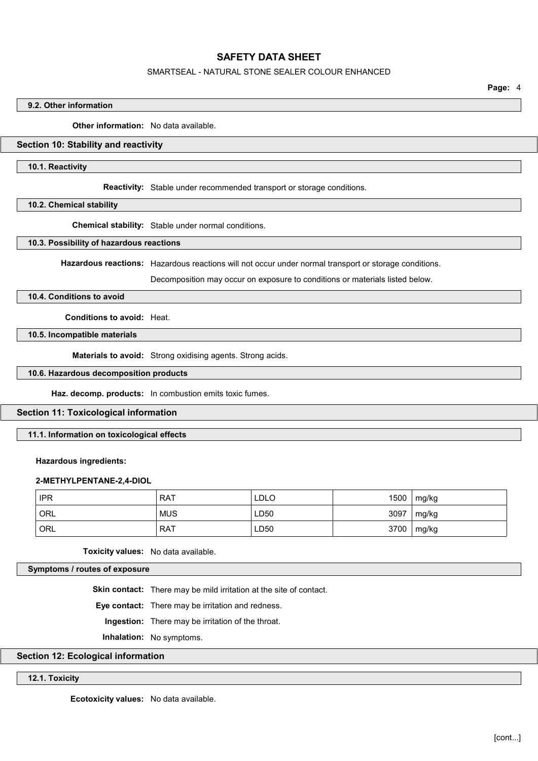### 9.2. Other information

**Other information:** No data available.

## Section 10: Stability and reactivity

### 10.1. Reactivity

**Reactivity:** Stable under recommended transport or storage conditions.

### 10.2. Chemical stability

**Chemical stability:** Stable under normal conditions.

### 10.3. Possibility of hazardous reactions

**Hazardous reactions:** Hazardous reactions will not occur under normal transport or storage conditions.

Decomposition may occur on exposure to conditions or materials listed below.

### 10.4. Conditions to avoid

**Conditions to avoid:** Heat.

### 10.5. Incompatible materials

**Materials to avoid:** Strong oxidising agents. Strong acids.

### 10.6. Hazardous decomposition products

**Haz. decomp. products:** In combustion emits toxic fumes.

## Section 11: Toxicological information

### 11.1. Information on toxicological effects

**Hazardous ingredients:**

**2-METHYLPENTANE-2,4-DIOL**

| | | | | |
|---|---|---|---|---|
| IPR | RAT | LDLO | 1500 | mg/kg |
| ORL | MUS | LD50 | 3097 | mg/kg |
| ORL | RAT | LD50 | 3700 | mg/kg |

**Toxicity values:** No data available.

### Symptoms / routes of exposure

**Skin contact:** There may be mild irritation at the site of contact.

**Eye contact:** There may be irritation and redness.

**Ingestion:** There may be irritation of the throat.

**Inhalation:** No symptoms.

## Section 12: Ecological information

### 12.1. Toxicity

**Ecotoxicity values:** No data available.

[cont...]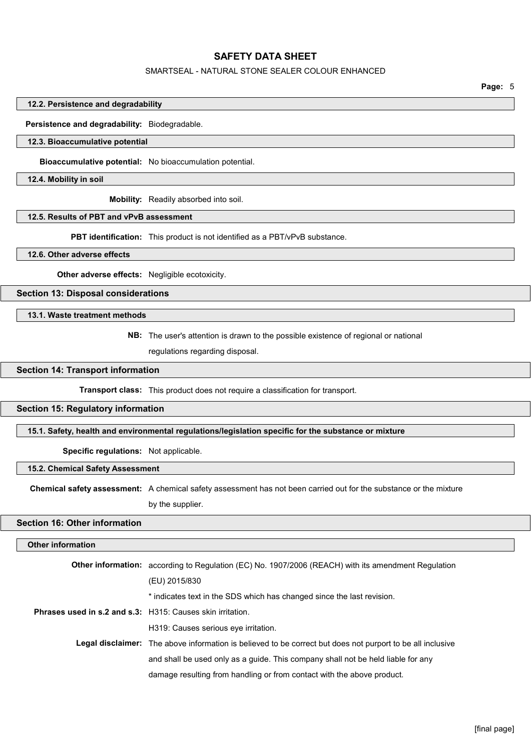### 12.2. Persistence and degradability

**Persistence and degradability:** Biodegradable.

### 12.3. Bioaccumulative potential

**Bioaccumulative potential:** No bioaccumulation potential.

### 12.4. Mobility in soil

**Mobility:** Readily absorbed into soil.

### 12.5. Results of PBT and vPvB assessment

**PBT identification:** This product is not identified as a PBT/vPvB substance.

### 12.6. Other adverse effects

**Other adverse effects:** Negligible ecotoxicity.

## Section 13: Disposal considerations

### 13.1. Waste treatment methods

**NB:** The user's attention is drawn to the possible existence of regional or national regulations regarding disposal.

## Section 14: Transport information

**Transport class:** This product does not require a classification for transport.

## Section 15: Regulatory information

### 15.1. Safety, health and environmental regulations/legislation specific for the substance or mixture

**Specific regulations:** Not applicable.

### 15.2. Chemical Safety Assessment

**Chemical safety assessment:** A chemical safety assessment has not been carried out for the substance or the mixture by the supplier.

## Section 16: Other information

### Other information

**Other information:** according to Regulation (EC) No. 1907/2006 (REACH) with its amendment Regulation (EU) 2015/830

\* indicates text in the SDS which has changed since the last revision.

**Phrases used in s.2 and s.3:** H315: Causes skin irritation.

H319: Causes serious eye irritation.

**Legal disclaimer:** The above information is believed to be correct but does not purport to be all inclusive and shall be used only as a guide. This company shall not be held liable for any damage resulting from handling or from contact with the above product.

[final page]